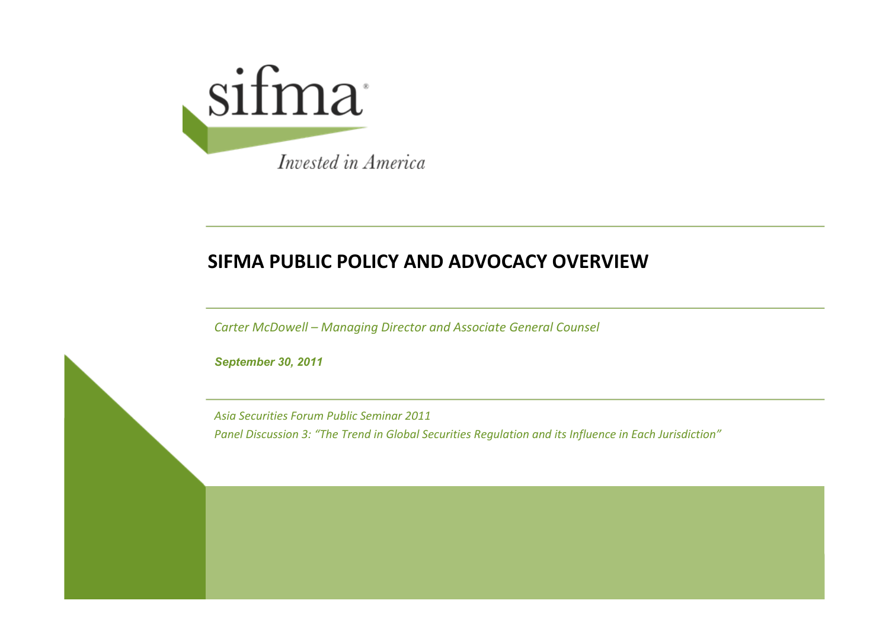sifma

*Invested in America*

# SIFMA PUBLIC POLICY AND ADVOCACY OVERVIEW

*Carter McDowell – Managing Director and Associate General Counsel*

***September 30, 2011***

*Asia Securities Forum Public Seminar 2011*

*Panel Discussion 3: "The Trend in Global Securities Regulation and its Influence in Each Jurisdiction"*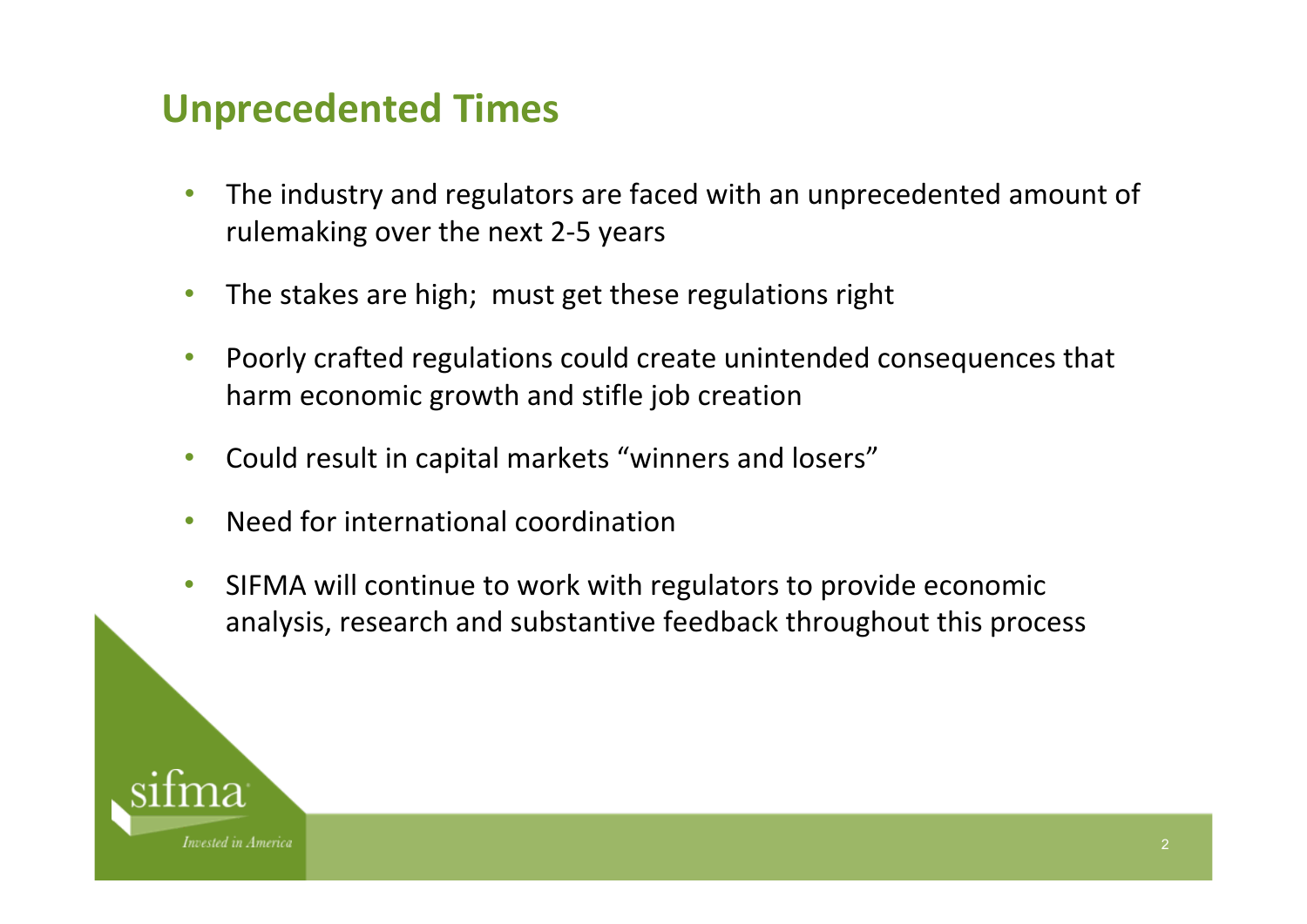## Unprecedented Times

- The industry and regulators are faced with an unprecedented amount of rulemaking over the next 2-5 years
- The stakes are high; must get these regulations right
- Poorly crafted regulations could create unintended consequences that harm economic growth and stifle job creation
- Could result in capital markets "winners and losers"
- Need for international coordination
- SIFMA will continue to work with regulators to provide economic analysis, research and substantive feedback throughout this process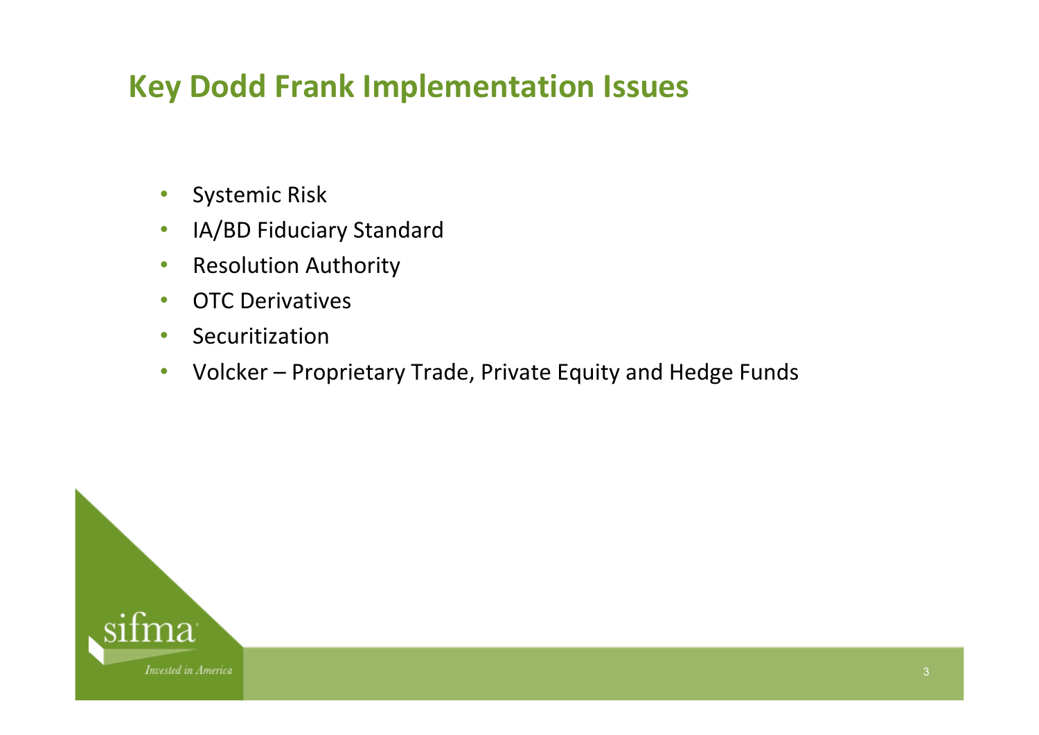# Key Dodd Frank Implementation Issues

- Systemic Risk
- IA/BD Fiduciary Standard
- Resolution Authority
- OTC Derivatives
- Securitization
- Volcker – Proprietary Trade, Private Equity and Hedge Funds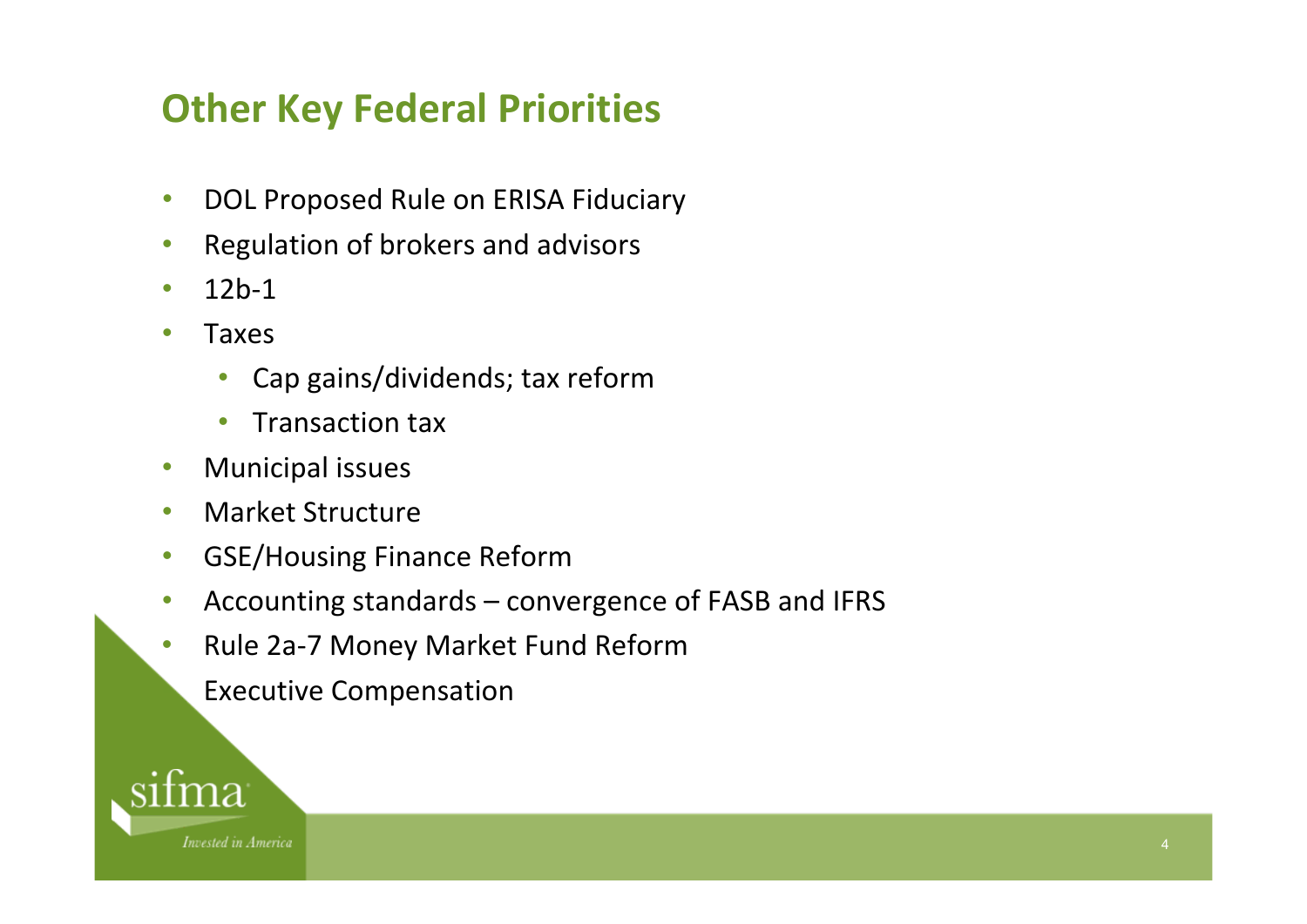## Other Key Federal Priorities

- DOL Proposed Rule on ERISA Fiduciary
- Regulation of brokers and advisors
- 12b-1
- Taxes
  - Cap gains/dividends; tax reform
  - Transaction tax
- Municipal issues
- Market Structure
- GSE/Housing Finance Reform
- Accounting standards – convergence of FASB and IFRS
- Rule 2a-7 Money Market Fund Reform
- Executive Compensation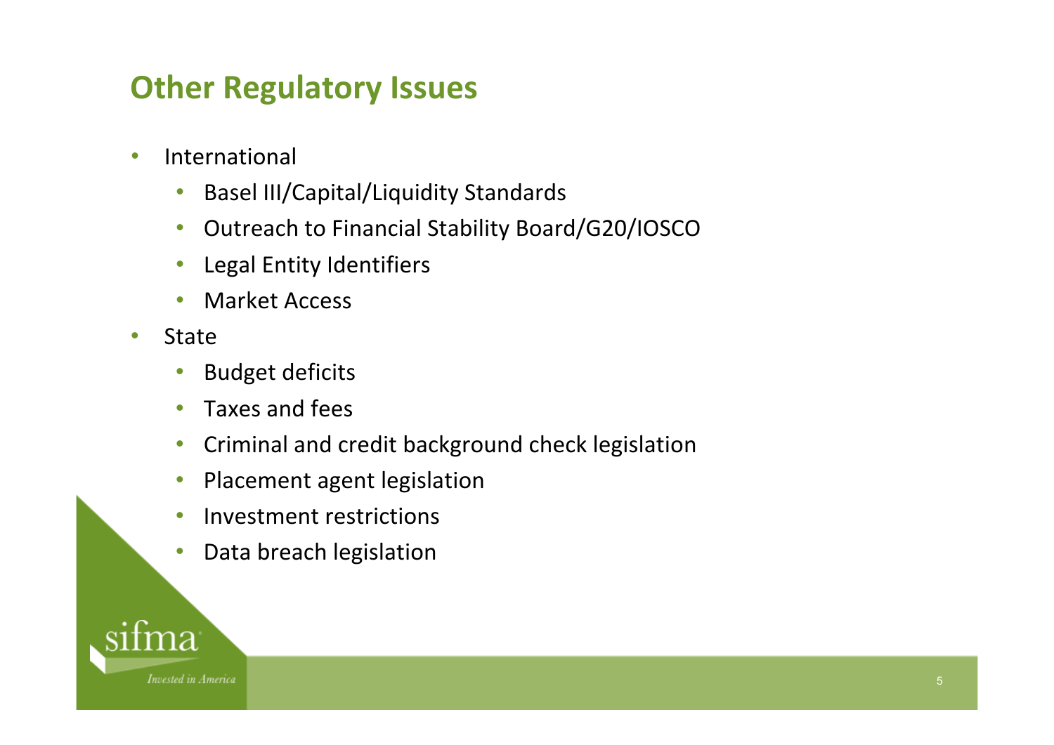# Other Regulatory Issues

- International
  - Basel III/Capital/Liquidity Standards
  - Outreach to Financial Stability Board/G20/IOSCO
  - Legal Entity Identifiers
  - Market Access
- State
  - Budget deficits
  - Taxes and fees
  - Criminal and credit background check legislation
  - Placement agent legislation
  - Investment restrictions
  - Data breach legislation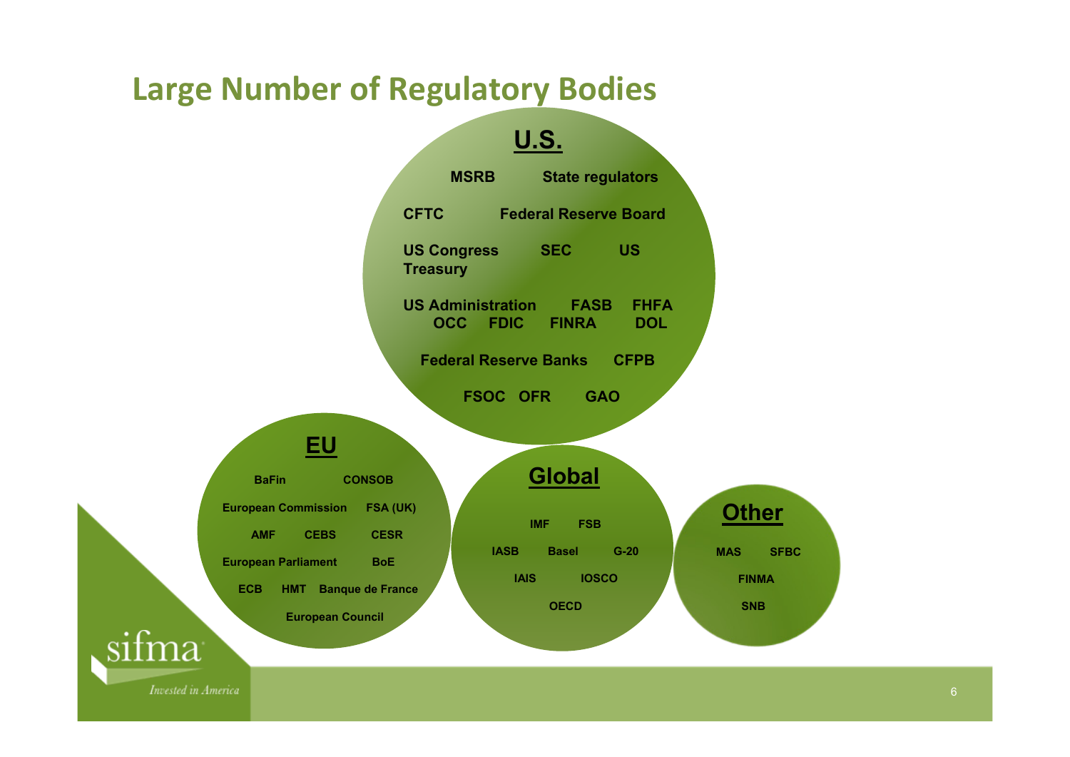# Large Number of Regulatory Bodies

## U.S.

MSRB State regulators

CFTC Federal Reserve Board

US Congress SEC US Treasury

US Administration FASB FHFA
OCC FDIC FINRA DOL

Federal Reserve Banks CFPB

FSOC OFR GAO

## EU

BaFin CONSOB

European Commission FSA (UK)

AMF CEBS CESR

European Parliament BoE

ECB HMT Banque de France

European Council

## Global

IMF FSB

IASB Basel G-20

IAIS IOSCO

OECD

## Other

MAS SFBC

FINMA

SNB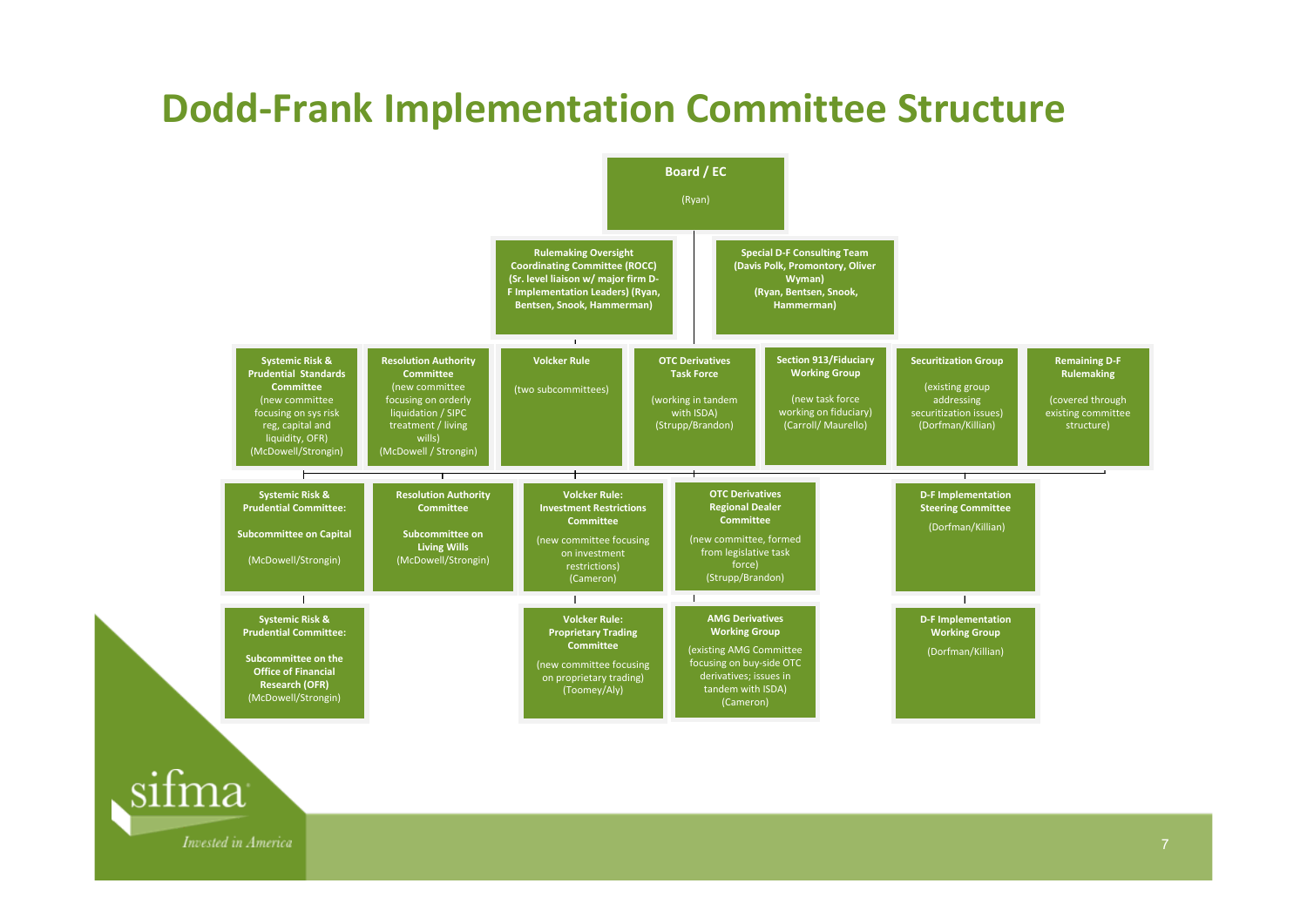# Dodd-Frank Implementation Committee Structure

**Board / EC**
(Ryan)

- **Rulemaking Oversight Coordinating Committee (ROCC) (Sr. level liaison w/ major firm D-F Implementation Leaders) (Ryan, Bentsen, Snook, Hammerman)**
- **Special D-F Consulting Team (Davis Polk, Promontory, Oliver Wyman) (Ryan, Bentsen, Snook, Hammerman)**

---

- **Systemic Risk & Prudential Standards Committee** (new committee focusing on sys risk reg, capital and liquidity, OFR) (McDowell/Strongin)
  - **Systemic Risk & Prudential Committee: Subcommittee on Capital** (McDowell/Strongin)
  - **Systemic Risk & Prudential Committee: Subcommittee on the Office of Financial Research (OFR)** (McDowell/Strongin)
- **Resolution Authority Committee** (new committee focusing on orderly liquidation / SIPC treatment / living wills) (McDowell / Strongin)
  - **Resolution Authority Committee: Subcommittee on Living Wills** (McDowell/Strongin)
- **Volcker Rule** (two subcommittees)
  - **Volcker Rule: Investment Restrictions Committee** (new committee focusing on investment restrictions) (Cameron)
  - **Volcker Rule: Proprietary Trading Committee** (new committee focusing on proprietary trading) (Toomey/Aly)
- **OTC Derivatives Task Force** (working in tandem with ISDA) (Strupp/Brandon)
  - **OTC Derivatives Regional Dealer Committee** (new committee, formed from legislative task force) (Strupp/Brandon)
  - **AMG Derivatives Working Group** (existing AMG Committee focusing on buy-side OTC derivatives; issues in tandem with ISDA) (Cameron)
- **Section 913/Fiduciary Working Group** (new task force working on fiduciary) (Carroll/ Maurello)
- **Securitization Group** (existing group addressing securitization issues) (Dorfman/Killian)
  - **D-F Implementation Steering Committee** (Dorfman/Killian)
  - **D-F Implementation Working Group** (Dorfman/Killian)
- **Remaining D-F Rulemaking** (covered through existing committee structure)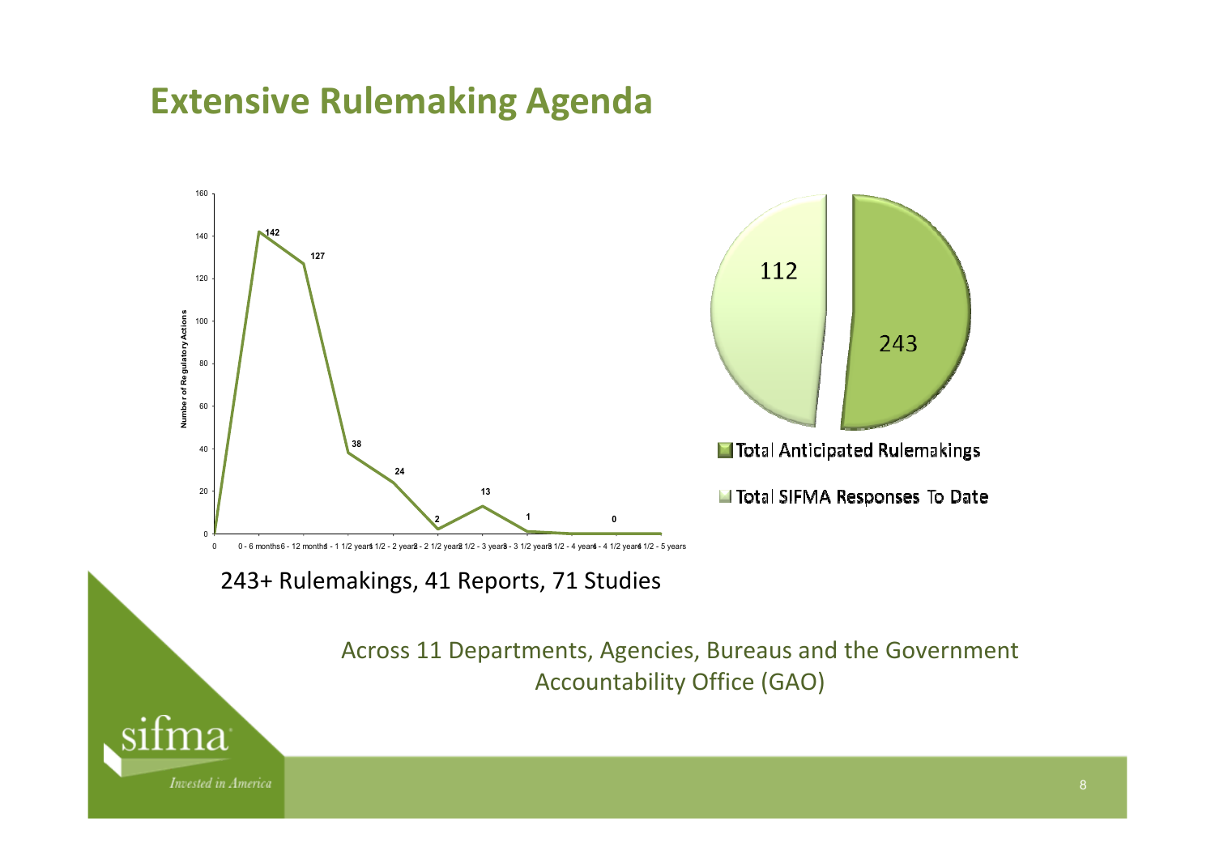# Extensive Rulemaking Agenda

243+ Rulemakings, 41 Reports, 71 Studies

Across 11 Departments, Agencies, Bureaus and the Government Accountability Office (GAO)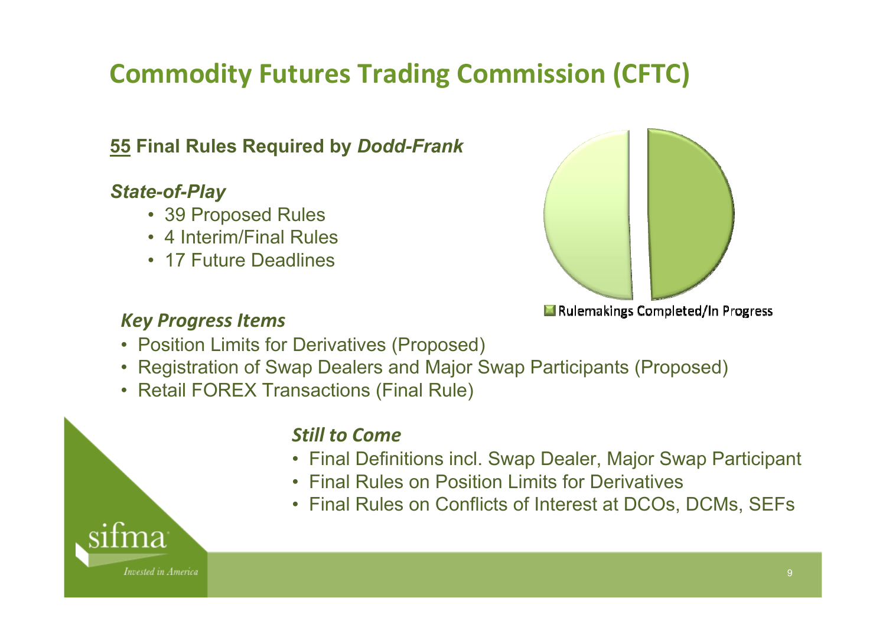# Commodity Futures Trading Commission (CFTC)

**55 Final Rules Required by *Dodd-Frank***

***State-of-Play***

- 39 Proposed Rules
- 4 Interim/Final Rules
- 17 Future Deadlines

Rulemakings Completed/In Progress

***Key Progress Items***

- Position Limits for Derivatives (Proposed)
- Registration of Swap Dealers and Major Swap Participants (Proposed)
- Retail FOREX Transactions (Final Rule)

***Still to Come***

- Final Definitions incl. Swap Dealer, Major Swap Participant
- Final Rules on Position Limits for Derivatives
- Final Rules on Conflicts of Interest at DCOs, DCMs, SEFs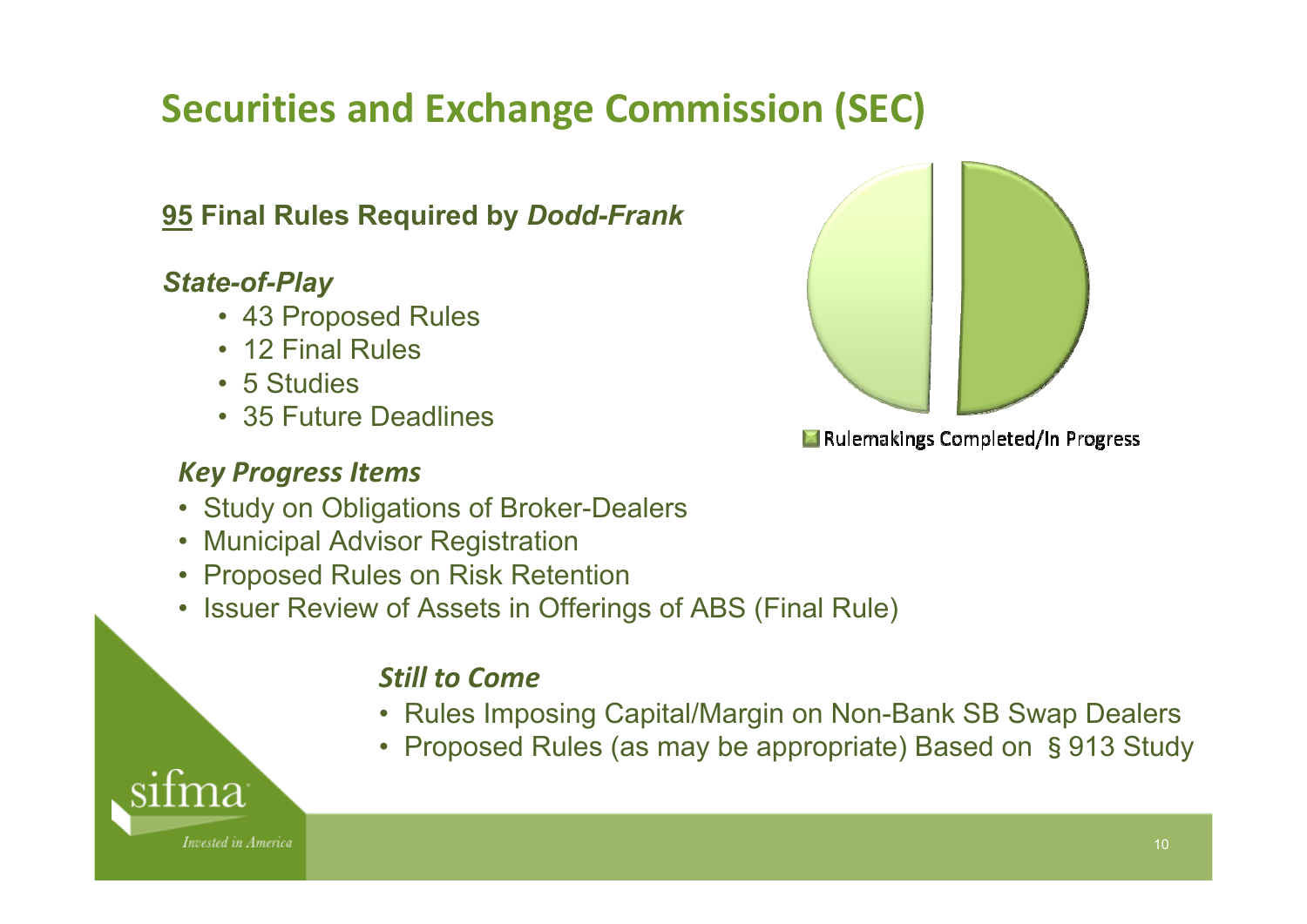# Securities and Exchange Commission (SEC)

**<u>95</u> Final Rules Required by *Dodd-Frank***

***State-of-Play***

- 43 Proposed Rules
- 12 Final Rules
- 5 Studies
- 35 Future Deadlines

Rulemakings Completed/In Progress

***Key Progress Items***

- Study on Obligations of Broker-Dealers
- Municipal Advisor Registration
- Proposed Rules on Risk Retention
- Issuer Review of Assets in Offerings of ABS (Final Rule)

***Still to Come***

- Rules Imposing Capital/Margin on Non-Bank SB Swap Dealers
- Proposed Rules (as may be appropriate) Based on § 913 Study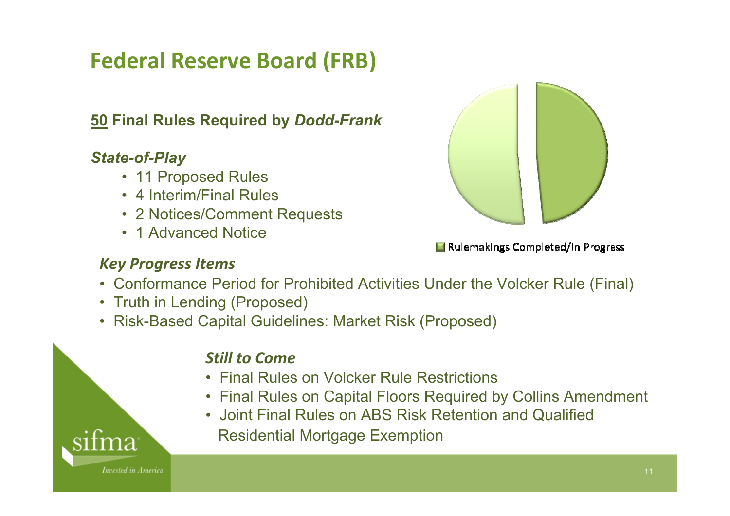# Federal Reserve Board (FRB)

**<u>50</u> Final Rules Required by *Dodd-Frank***

***State-of-Play***

- 11 Proposed Rules
- 4 Interim/Final Rules
- 2 Notices/Comment Requests
- 1 Advanced Notice

Rulemakings Completed/In Progress

***Key Progress Items***

- Conformance Period for Prohibited Activities Under the Volcker Rule (Final)
- Truth in Lending (Proposed)
- Risk-Based Capital Guidelines: Market Risk (Proposed)

***Still to Come***

- Final Rules on Volcker Rule Restrictions
- Final Rules on Capital Floors Required by Collins Amendment
- Joint Final Rules on ABS Risk Retention and Qualified Residential Mortgage Exemption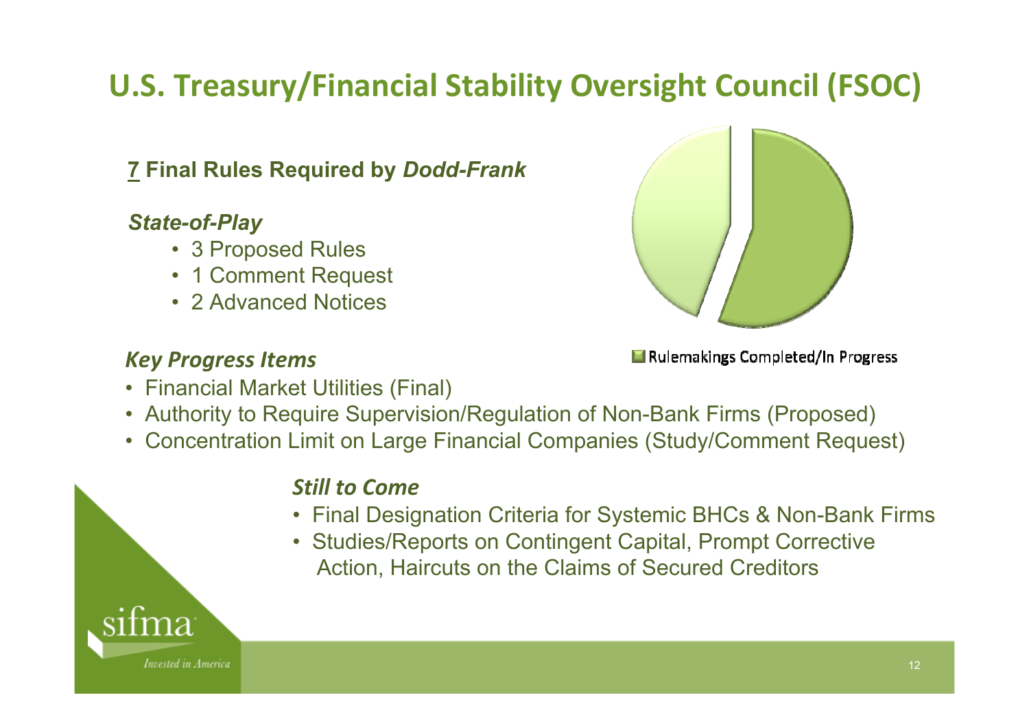# U.S. Treasury/Financial Stability Oversight Council (FSOC)

**7 Final Rules Required by *Dodd-Frank***

***State-of-Play***

- 3 Proposed Rules
- 1 Comment Request
- 2 Advanced Notices

Rulemakings Completed/In Progress

***Key Progress Items***

- Financial Market Utilities (Final)
- Authority to Require Supervision/Regulation of Non-Bank Firms (Proposed)
- Concentration Limit on Large Financial Companies (Study/Comment Request)

***Still to Come***

- Final Designation Criteria for Systemic BHCs & Non-Bank Firms
- Studies/Reports on Contingent Capital, Prompt Corrective Action, Haircuts on the Claims of Secured Creditors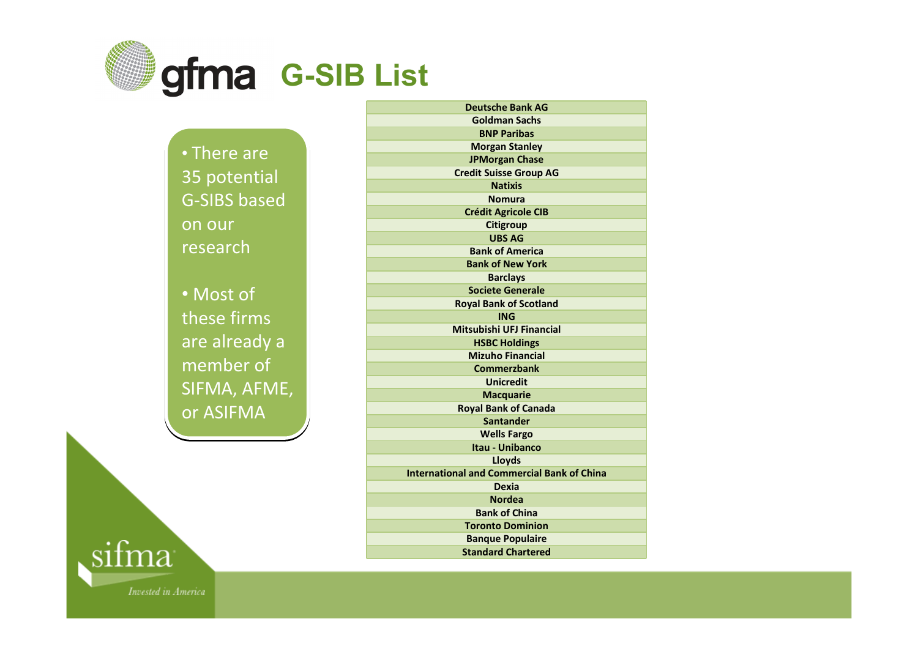# G-SIB List

- There are 35 potential G-SIBS based on our research
- Most of these firms are already a member of SIFMA, AFME, or ASIFMA

| Deutsche Bank AG |
|---|
| Goldman Sachs |
| BNP Paribas |
| Morgan Stanley |
| JPMorgan Chase |
| Credit Suisse Group AG |
| Natixis |
| Nomura |
| Crédit Agricole CIB |
| Citigroup |
| UBS AG |
| Bank of America |
| Bank of New York |
| Barclays |
| Societe Generale |
| Royal Bank of Scotland |
| ING |
| Mitsubishi UFJ Financial |
| HSBC Holdings |
| Mizuho Financial |
| Commerzbank |
| Unicredit |
| Macquarie |
| Royal Bank of Canada |
| Santander |
| Wells Fargo |
| Itau - Unibanco |
| Lloyds |
| International and Commercial Bank of China |
| Dexia |
| Nordea |
| Bank of China |
| Toronto Dominion |
| Banque Populaire |
| Standard Chartered |

sifma

*Invested in America*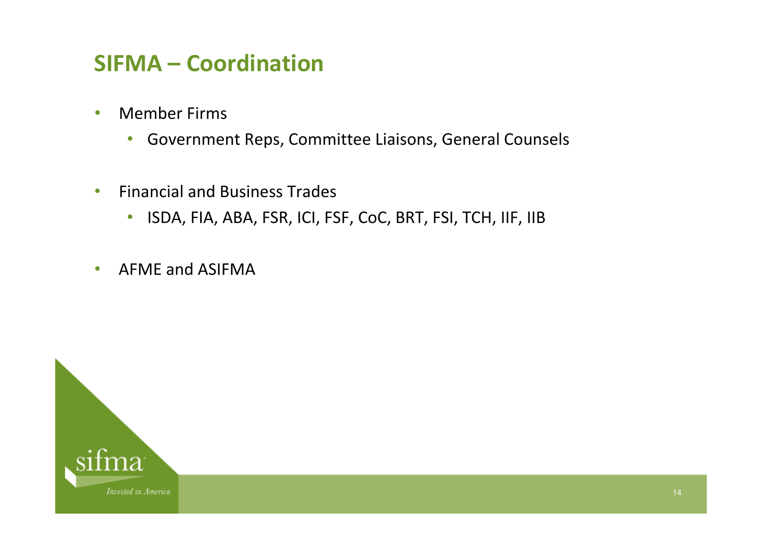## SIFMA – Coordination

- Member Firms
  - Government Reps, Committee Liaisons, General Counsels
- Financial and Business Trades
  - ISDA, FIA, ABA, FSR, ICI, FSF, CoC, BRT, FSI, TCH, IIF, IIB
- AFME and ASIFMA